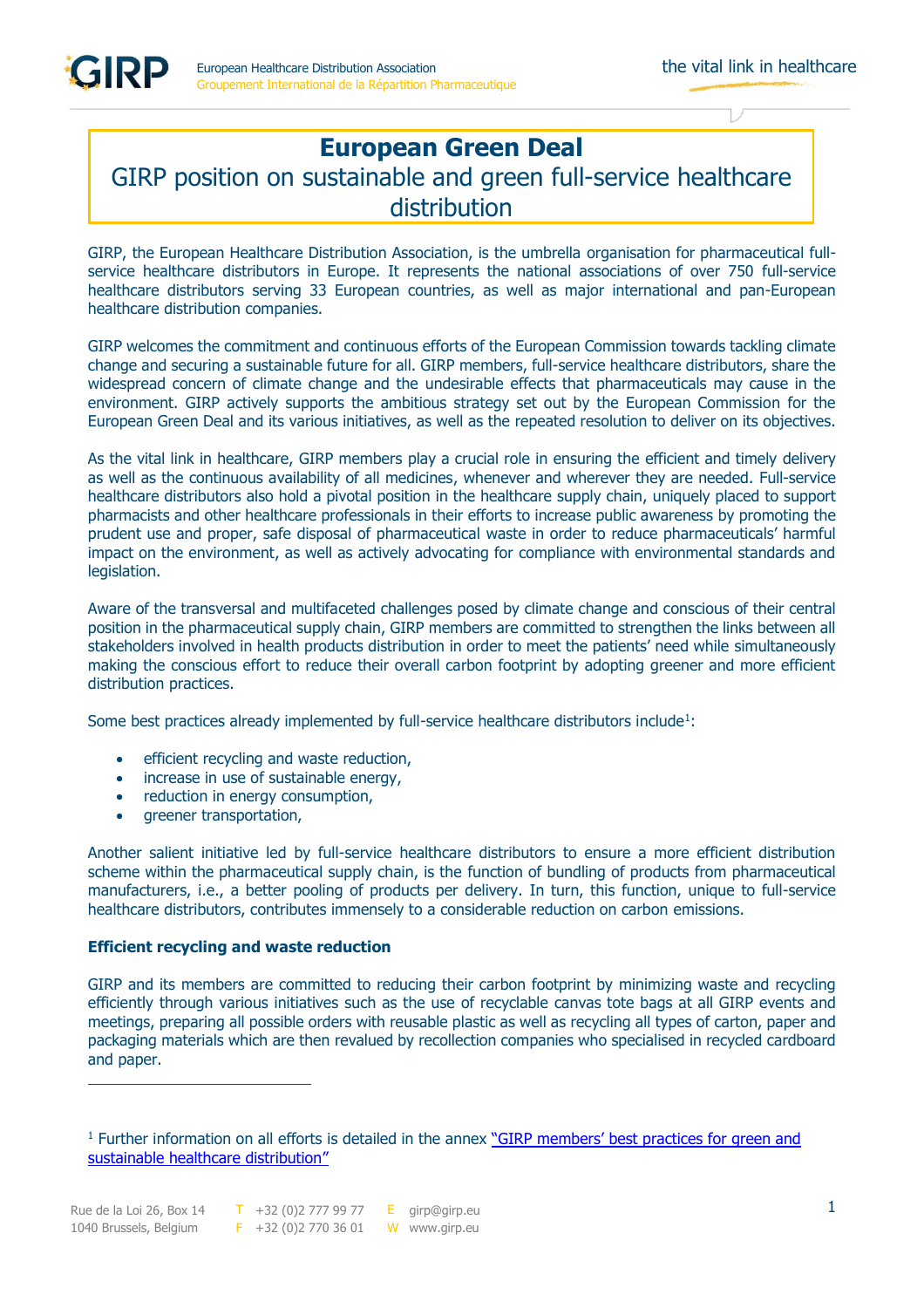# European Green Deal

## GIRP position on sustainable and green full-service healthcare distribution

GIRP, the European Healthcare Distribution Association, is the umbrella organisation for pharmaceutical full-service healthcare distributors in Europe. It represents the national associations of over 750 full-service healthcare distributors serving 33 European countries, as well as major international and pan-European healthcare distribution companies.

GIRP welcomes the commitment and continuous efforts of the European Commission towards tackling climate change and securing a sustainable future for all. GIRP members, full-service healthcare distributors, share the widespread concern of climate change and the undesirable effects that pharmaceuticals may cause in the environment. GIRP actively supports the ambitious strategy set out by the European Commission for the European Green Deal and its various initiatives, as well as the repeated resolution to deliver on its objectives.

As the vital link in healthcare, GIRP members play a crucial role in ensuring the efficient and timely delivery as well as the continuous availability of all medicines, whenever and wherever they are needed. Full-service healthcare distributors also hold a pivotal position in the healthcare supply chain, uniquely placed to support pharmacists and other healthcare professionals in their efforts to increase public awareness by promoting the prudent use and proper, safe disposal of pharmaceutical waste in order to reduce pharmaceuticals' harmful impact on the environment, as well as actively advocating for compliance with environmental standards and legislation.

Aware of the transversal and multifaceted challenges posed by climate change and conscious of their central position in the pharmaceutical supply chain, GIRP members are committed to strengthen the links between all stakeholders involved in health products distribution in order to meet the patients' need while simultaneously making the conscious effort to reduce their overall carbon footprint by adopting greener and more efficient distribution practices.

Some best practices already implemented by full-service healthcare distributors include[1]:

- efficient recycling and waste reduction,
- increase in use of sustainable energy,
- reduction in energy consumption,
- greener transportation,

Another salient initiative led by full-service healthcare distributors to ensure a more efficient distribution scheme within the pharmaceutical supply chain, is the function of bundling of products from pharmaceutical manufacturers, i.e., a better pooling of products per delivery. In turn, this function, unique to full-service healthcare distributors, contributes immensely to a considerable reduction on carbon emissions.

### Efficient recycling and waste reduction

GIRP and its members are committed to reducing their carbon footprint by minimizing waste and recycling efficiently through various initiatives such as the use of recyclable canvas tote bags at all GIRP events and meetings, preparing all possible orders with reusable plastic as well as recycling all types of carton, paper and packaging materials which are then revalued by recollection companies who specialised in recycled cardboard and paper.

---

[1] Further information on all efforts is detailed in the annex "GIRP members' best practices for green and sustainable healthcare distribution"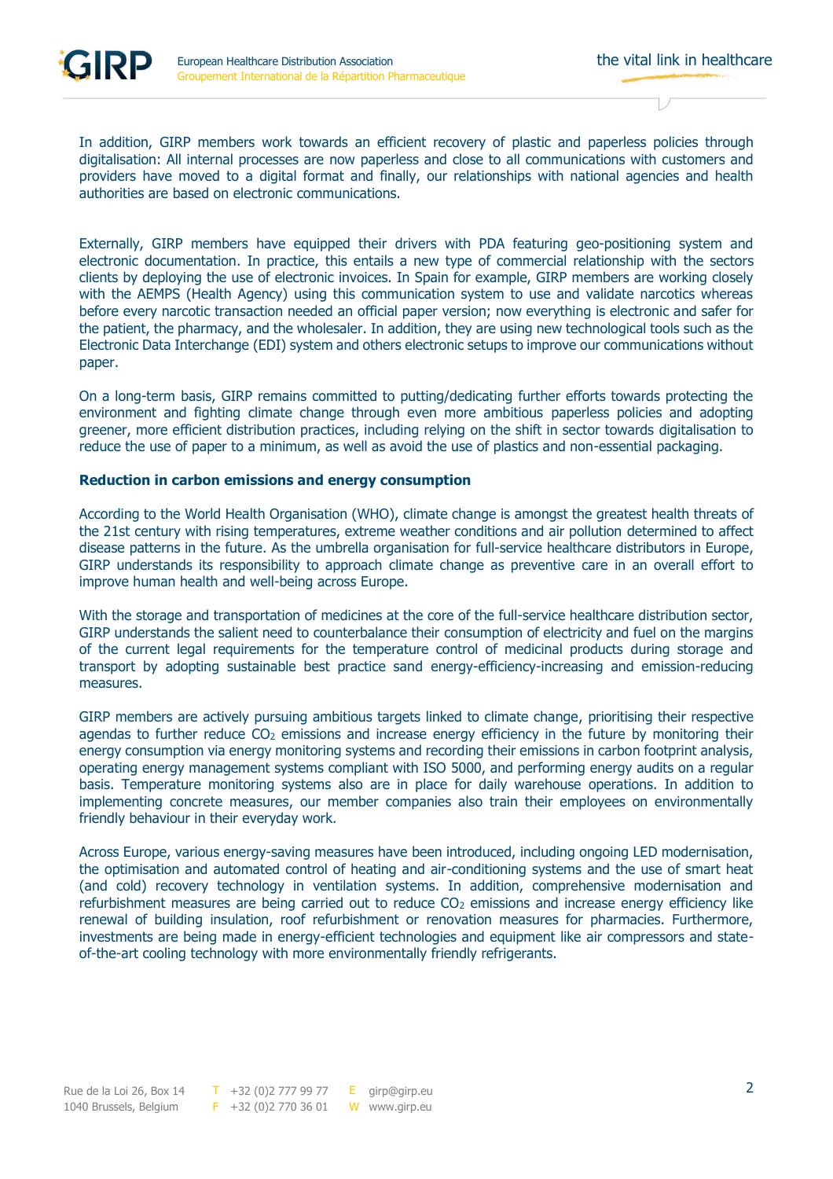In addition, GIRP members work towards an efficient recovery of plastic and paperless policies through digitalisation: All internal processes are now paperless and close to all communications with customers and providers have moved to a digital format and finally, our relationships with national agencies and health authorities are based on electronic communications.

Externally, GIRP members have equipped their drivers with PDA featuring geo-positioning system and electronic documentation. In practice, this entails a new type of commercial relationship with the sectors clients by deploying the use of electronic invoices. In Spain for example, GIRP members are working closely with the AEMPS (Health Agency) using this communication system to use and validate narcotics whereas before every narcotic transaction needed an official paper version; now everything is electronic and safer for the patient, the pharmacy, and the wholesaler. In addition, they are using new technological tools such as the Electronic Data Interchange (EDI) system and others electronic setups to improve our communications without paper.

On a long-term basis, GIRP remains committed to putting/dedicating further efforts towards protecting the environment and fighting climate change through even more ambitious paperless policies and adopting greener, more efficient distribution practices, including relying on the shift in sector towards digitalisation to reduce the use of paper to a minimum, as well as avoid the use of plastics and non-essential packaging.

**Reduction in carbon emissions and energy consumption**

According to the World Health Organisation (WHO), climate change is amongst the greatest health threats of the 21st century with rising temperatures, extreme weather conditions and air pollution determined to affect disease patterns in the future. As the umbrella organisation for full-service healthcare distributors in Europe, GIRP understands its responsibility to approach climate change as preventive care in an overall effort to improve human health and well-being across Europe.

With the storage and transportation of medicines at the core of the full-service healthcare distribution sector, GIRP understands the salient need to counterbalance their consumption of electricity and fuel on the margins of the current legal requirements for the temperature control of medicinal products during storage and transport by adopting sustainable best practice sand energy-efficiency-increasing and emission-reducing measures.

GIRP members are actively pursuing ambitious targets linked to climate change, prioritising their respective agendas to further reduce $CO_2$ emissions and increase energy efficiency in the future by monitoring their energy consumption via energy monitoring systems and recording their emissions in carbon footprint analysis, operating energy management systems compliant with ISO 5000, and performing energy audits on a regular basis. Temperature monitoring systems also are in place for daily warehouse operations. In addition to implementing concrete measures, our member companies also train their employees on environmentally friendly behaviour in their everyday work.

Across Europe, various energy-saving measures have been introduced, including ongoing LED modernisation, the optimisation and automated control of heating and air-conditioning systems and the use of smart heat (and cold) recovery technology in ventilation systems. In addition, comprehensive modernisation and refurbishment measures are being carried out to reduce $CO_2$ emissions and increase energy efficiency like renewal of building insulation, roof refurbishment or renovation measures for pharmacies. Furthermore, investments are being made in energy-efficient technologies and equipment like air compressors and state-of-the-art cooling technology with more environmentally friendly refrigerants.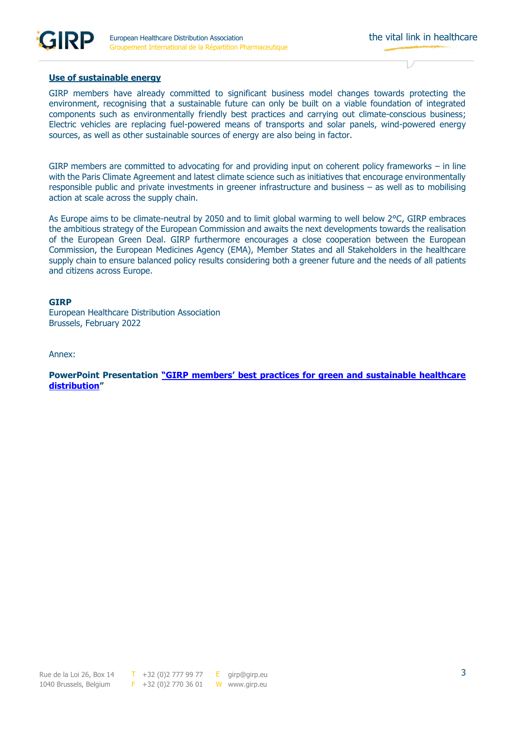## Use of sustainable energy

GIRP members have already committed to significant business model changes towards protecting the environment, recognising that a sustainable future can only be built on a viable foundation of integrated components such as environmentally friendly best practices and carrying out climate-conscious business; Electric vehicles are replacing fuel-powered means of transports and solar panels, wind-powered energy sources, as well as other sustainable sources of energy are also being in factor.

GIRP members are committed to advocating for and providing input on coherent policy frameworks – in line with the Paris Climate Agreement and latest climate science such as initiatives that encourage environmentally responsible public and private investments in greener infrastructure and business – as well as to mobilising action at scale across the supply chain.

As Europe aims to be climate-neutral by 2050 and to limit global warming to well below 2°C, GIRP embraces the ambitious strategy of the European Commission and awaits the next developments towards the realisation of the European Green Deal. GIRP furthermore encourages a close cooperation between the European Commission, the European Medicines Agency (EMA), Member States and all Stakeholders in the healthcare supply chain to ensure balanced policy results considering both a greener future and the needs of all patients and citizens across Europe.

**GIRP**
European Healthcare Distribution Association
Brussels, February 2022

Annex:

**PowerPoint Presentation "GIRP members' best practices for green and sustainable healthcare distribution"**